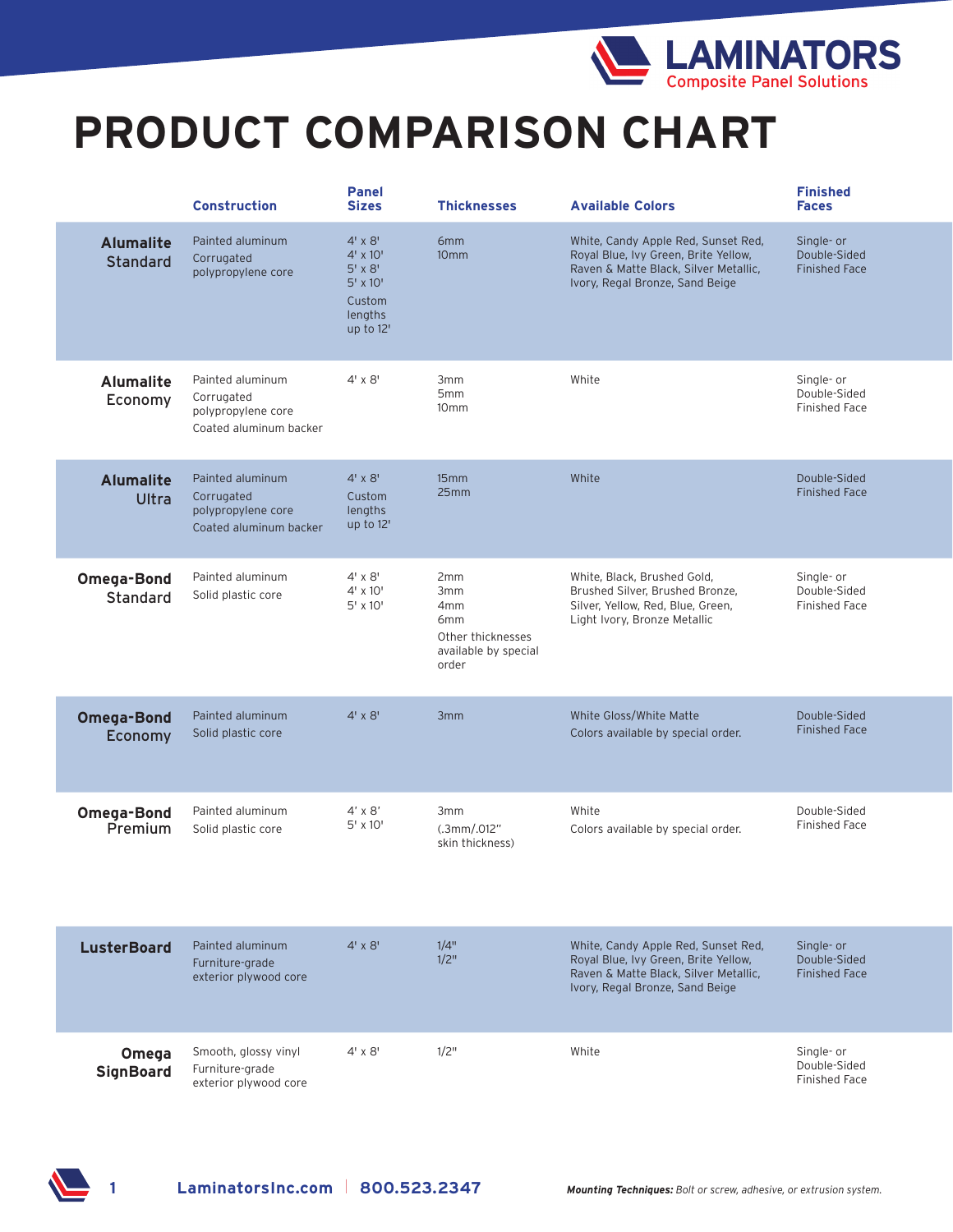LAMINATORS
Composite Panel Solutions

# PRODUCT COMPARISON CHART

| | Construction | Panel Sizes | Thicknesses | Available Colors | Finished Faces |
|---|---|---|---|---|---|
| **Alumalite** Standard | Painted aluminum<br>Corrugated polypropylene core | 4' x 8'<br>4' x 10'<br>5' x 8'<br>5' x 10'<br>Custom lengths up to 12' | 6mm<br>10mm | White, Candy Apple Red, Sunset Red, Royal Blue, Ivy Green, Brite Yellow, Raven & Matte Black, Silver Metallic, Ivory, Regal Bronze, Sand Beige | Single- or Double-Sided Finished Face |
| **Alumalite** Economy | Painted aluminum<br>Corrugated polypropylene core<br>Coated aluminum backer | 4' x 8' | 3mm<br>5mm<br>10mm | White | Single- or Double-Sided Finished Face |
| **Alumalite** Ultra | Painted aluminum<br>Corrugated polypropylene core<br>Coated aluminum backer | 4' x 8'<br>Custom lengths up to 12' | 15mm<br>25mm | White | Double-Sided Finished Face |
| **Omega-Bond** Standard | Painted aluminum<br>Solid plastic core | 4' x 8'<br>4' x 10'<br>5' x 10' | 2mm<br>3mm<br>4mm<br>6mm<br>Other thicknesses available by special order | White, Black, Brushed Gold, Brushed Silver, Brushed Bronze, Silver, Yellow, Red, Blue, Green, Light Ivory, Bronze Metallic | Single- or Double-Sided Finished Face |
| **Omega-Bond** Economy | Painted aluminum<br>Solid plastic core | 4' x 8' | 3mm | White Gloss/White Matte<br>Colors available by special order. | Double-Sided Finished Face |
| **Omega-Bond** Premium | Painted aluminum<br>Solid plastic core | 4' x 8'<br>5' x 10' | 3mm<br>(.3mm/.012" skin thickness) | White<br>Colors available by special order. | Double-Sided Finished Face |
| **LusterBoard** | Painted aluminum<br>Furniture-grade exterior plywood core | 4' x 8' | 1/4"<br>1/2" | White, Candy Apple Red, Sunset Red, Royal Blue, Ivy Green, Brite Yellow, Raven & Matte Black, Silver Metallic, Ivory, Regal Bronze, Sand Beige | Single- or Double-Sided Finished Face |
| **Omega SignBoard** | Smooth, glossy vinyl<br>Furniture-grade exterior plywood core | 4' x 8' | 1/2" | White | Single- or Double-Sided Finished Face |

LaminatorsInc.com | 800.523.2347

***Mounting Techniques:*** *Bolt or screw, adhesive, or extrusion system.*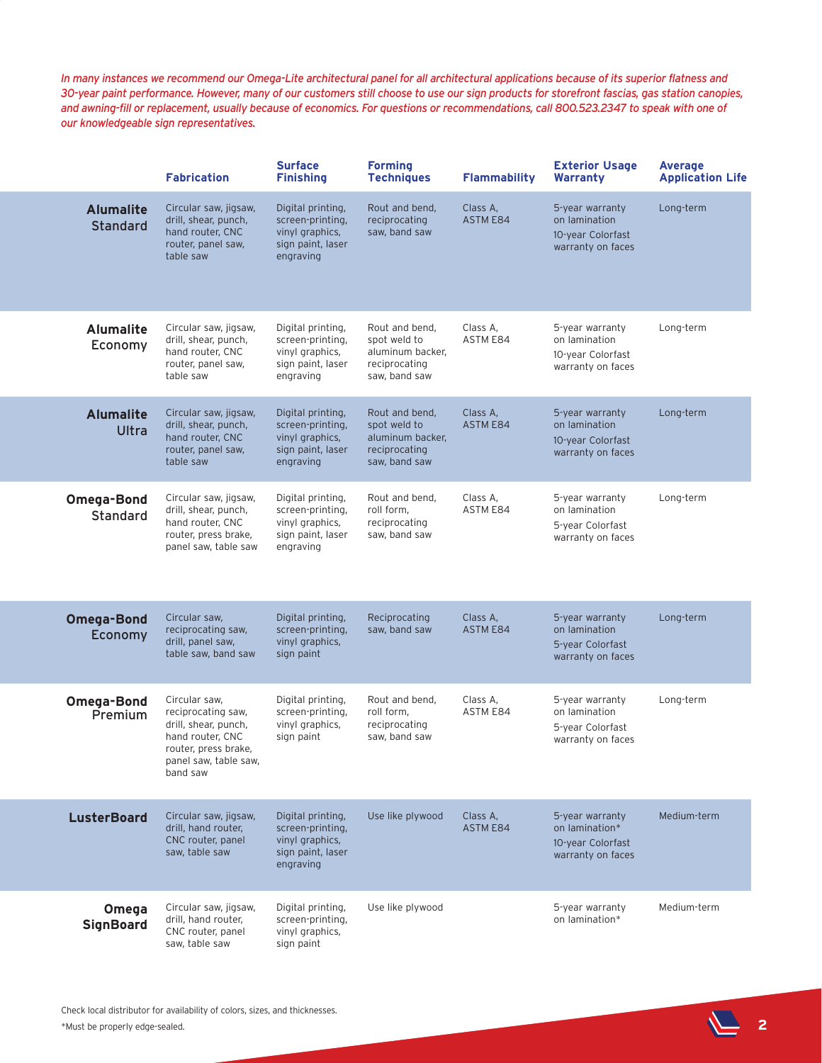*In many instances we recommend our Omega-Lite architectural panel for all architectural applications because of its superior flatness and 30-year paint performance. However, many of our customers still choose to use our sign products for storefront fascias, gas station canopies, and awning-fill or replacement, usually because of economics. For questions or recommendations, call 800.523.2347 to speak with one of our knowledgeable sign representatives.*

| | Fabrication | Surface Finishing | Forming Techniques | Flammability | Exterior Usage Warranty | Average Application Life |
|---|---|---|---|---|---|---|
| **Alumalite** Standard | Circular saw, jigsaw, drill, shear, punch, hand router, CNC router, panel saw, table saw | Digital printing, screen-printing, vinyl graphics, sign paint, laser engraving | Rout and bend, reciprocating saw, band saw | Class A, ASTM E84 | 5-year warranty on lamination 10-year Colorfast warranty on faces | Long-term |
| **Alumalite** Economy | Circular saw, jigsaw, drill, shear, punch, hand router, CNC router, panel saw, table saw | Digital printing, screen-printing, vinyl graphics, sign paint, laser engraving | Rout and bend, spot weld to aluminum backer, reciprocating saw, band saw | Class A, ASTM E84 | 5-year warranty on lamination 10-year Colorfast warranty on faces | Long-term |
| **Alumalite** Ultra | Circular saw, jigsaw, drill, shear, punch, hand router, CNC router, panel saw, table saw | Digital printing, screen-printing, vinyl graphics, sign paint, laser engraving | Rout and bend, spot weld to aluminum backer, reciprocating saw, band saw | Class A, ASTM E84 | 5-year warranty on lamination 10-year Colorfast warranty on faces | Long-term |
| **Omega-Bond** Standard | Circular saw, jigsaw, drill, shear, punch, hand router, CNC router, press brake, panel saw, table saw | Digital printing, screen-printing, vinyl graphics, sign paint, laser engraving | Rout and bend, roll form, reciprocating saw, band saw | Class A, ASTM E84 | 5-year warranty on lamination 5-year Colorfast warranty on faces | Long-term |
| **Omega-Bond** Economy | Circular saw, reciprocating saw, drill, panel saw, table saw, band saw | Digital printing, screen-printing, vinyl graphics, sign paint | Reciprocating saw, band saw | Class A, ASTM E84 | 5-year warranty on lamination 5-year Colorfast warranty on faces | Long-term |
| **Omega-Bond** Premium | Circular saw, reciprocating saw, drill, shear, punch, hand router, CNC router, press brake, panel saw, table saw, band saw | Digital printing, screen-printing, vinyl graphics, sign paint | Rout and bend, roll form, reciprocating saw, band saw | Class A, ASTM E84 | 5-year warranty on lamination 5-year Colorfast warranty on faces | Long-term |
| **LusterBoard** | Circular saw, jigsaw, drill, hand router, CNC router, panel saw, table saw | Digital printing, screen-printing, vinyl graphics, sign paint, laser engraving | Use like plywood | Class A, ASTM E84 | 5-year warranty on lamination* 10-year Colorfast warranty on faces | Medium-term |
| **Omega SignBoard** | Circular saw, jigsaw, drill, hand router, CNC router, panel saw, table saw | Digital printing, screen-printing, vinyl graphics, sign paint | Use like plywood | | 5-year warranty on lamination* | Medium-term |

Check local distributor for availability of colors, sizes, and thicknesses.

*Must be properly edge-sealed.